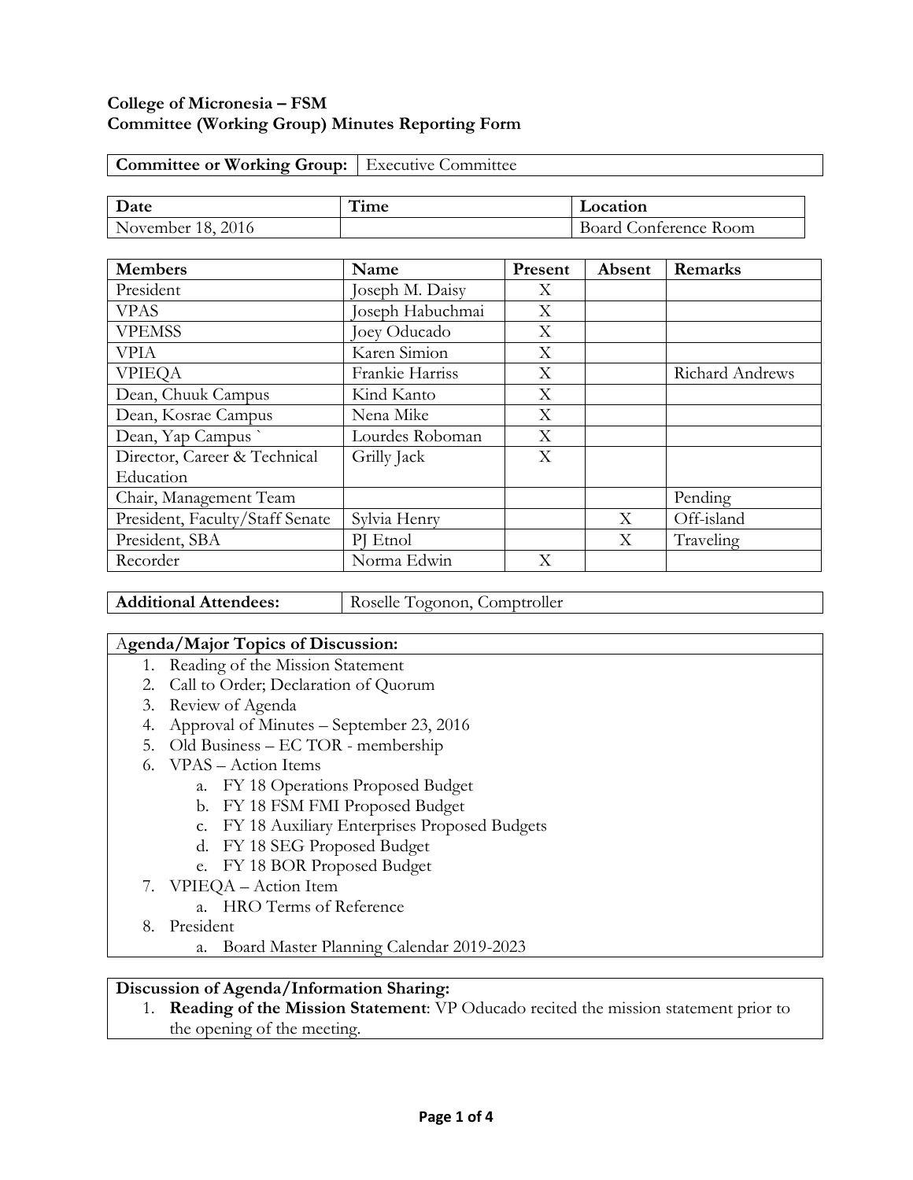**College of Micronesia – FSM**
**Committee (Working Group) Minutes Reporting Form**

| **Committee or Working Group:** | Executive Committee |
|---|---|

| **Date** | **Time** | **Location** |
|---|---|---|
| November 18, 2016 | | Board Conference Room |

| **Members** | **Name** | **Present** | **Absent** | **Remarks** |
|---|---|---|---|---|
| President | Joseph M. Daisy | X | | |
| VPAS | Joseph Habuchmai | X | | |
| VPEMSS | Joey Oducado | X | | |
| VPIA | Karen Simion | X | | |
| VPIEQA | Frankie Harriss | X | | Richard Andrews |
| Dean, Chuuk Campus | Kind Kanto | X | | |
| Dean, Kosrae Campus | Nena Mike | X | | |
| Dean, Yap Campus ` | Lourdes Roboman | X | | |
| Director, Career & Technical Education | Grilly Jack | X | | |
| Chair, Management Team | | | | Pending |
| President, Faculty/Staff Senate | Sylvia Henry | | X | Off-island |
| President, SBA | PJ Etnol | | X | Traveling |
| Recorder | Norma Edwin | X | | |

| **Additional Attendees:** | Roselle Togonon, Comptroller |
|---|---|

**Agenda/Major Topics of Discussion:**

1. Reading of the Mission Statement
2. Call to Order; Declaration of Quorum
3. Review of Agenda
4. Approval of Minutes – September 23, 2016
5. Old Business – EC TOR - membership
6. VPAS – Action Items
   a. FY 18 Operations Proposed Budget
   b. FY 18 FSM FMI Proposed Budget
   c. FY 18 Auxiliary Enterprises Proposed Budgets
   d. FY 18 SEG Proposed Budget
   e. FY 18 BOR Proposed Budget
7. VPIEQA – Action Item
   a. HRO Terms of Reference
8. President
   a. Board Master Planning Calendar 2019-2023

**Discussion of Agenda/Information Sharing:**

1. **Reading of the Mission Statement**: VP Oducado recited the mission statement prior to the opening of the meeting.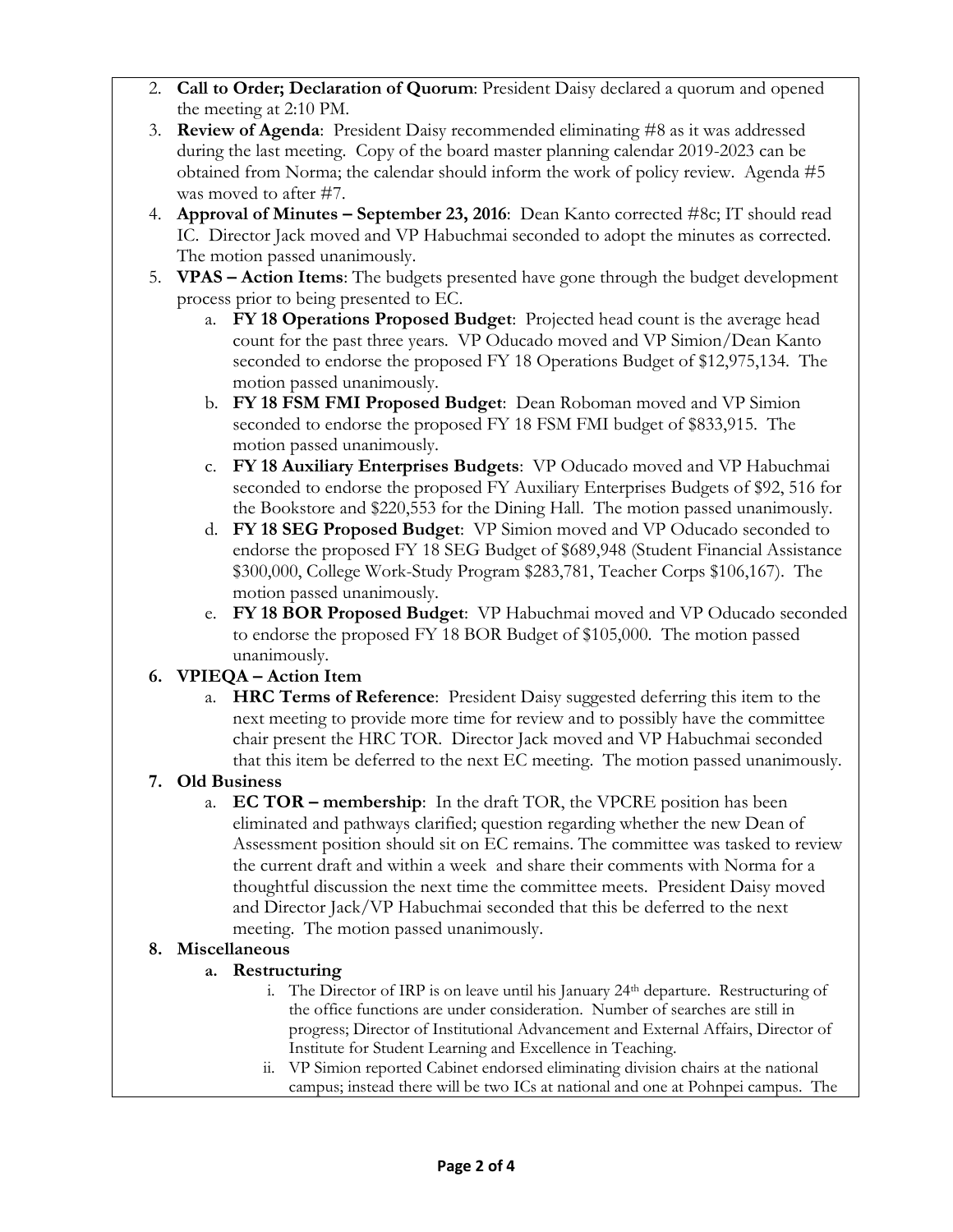2. **Call to Order; Declaration of Quorum**: President Daisy declared a quorum and opened the meeting at 2:10 PM.
3. **Review of Agenda**: President Daisy recommended eliminating #8 as it was addressed during the last meeting. Copy of the board master planning calendar 2019-2023 can be obtained from Norma; the calendar should inform the work of policy review. Agenda #5 was moved to after #7.
4. **Approval of Minutes – September 23, 2016**: Dean Kanto corrected #8c; IT should read IC. Director Jack moved and VP Habuchmai seconded to adopt the minutes as corrected. The motion passed unanimously.
5. **VPAS – Action Items**: The budgets presented have gone through the budget development process prior to being presented to EC.
   a. **FY 18 Operations Proposed Budget**: Projected head count is the average head count for the past three years. VP Oducado moved and VP Simion/Dean Kanto seconded to endorse the proposed FY 18 Operations Budget of $12,975,134. The motion passed unanimously.
   b. **FY 18 FSM FMI Proposed Budget**: Dean Roboman moved and VP Simion seconded to endorse the proposed FY 18 FSM FMI budget of $833,915. The motion passed unanimously.
   c. **FY 18 Auxiliary Enterprises Budgets**: VP Oducado moved and VP Habuchmai seconded to endorse the proposed FY Auxiliary Enterprises Budgets of $92, 516 for the Bookstore and $220,553 for the Dining Hall. The motion passed unanimously.
   d. **FY 18 SEG Proposed Budget**: VP Simion moved and VP Oducado seconded to endorse the proposed FY 18 SEG Budget of $689,948 (Student Financial Assistance $300,000, College Work-Study Program $283,781, Teacher Corps $106,167). The motion passed unanimously.
   e. **FY 18 BOR Proposed Budget**: VP Habuchmai moved and VP Oducado seconded to endorse the proposed FY 18 BOR Budget of $105,000. The motion passed unanimously.
6. **VPIEQA – Action Item**
   a. **HRC Terms of Reference**: President Daisy suggested deferring this item to the next meeting to provide more time for review and to possibly have the committee chair present the HRC TOR. Director Jack moved and VP Habuchmai seconded that this item be deferred to the next EC meeting. The motion passed unanimously.
7. **Old Business**
   a. **EC TOR – membership**: In the draft TOR, the VPCRE position has been eliminated and pathways clarified; question regarding whether the new Dean of Assessment position should sit on EC remains. The committee was tasked to review the current draft and within a week and share their comments with Norma for a thoughtful discussion the next time the committee meets. President Daisy moved and Director Jack/VP Habuchmai seconded that this be deferred to the next meeting. The motion passed unanimously.
8. **Miscellaneous**
   a. **Restructuring**
      i. The Director of IRP is on leave until his January 24th departure. Restructuring of the office functions are under consideration. Number of searches are still in progress; Director of Institutional Advancement and External Affairs, Director of Institute for Student Learning and Excellence in Teaching.
      ii. VP Simion reported Cabinet endorsed eliminating division chairs at the national campus; instead there will be two ICs at national and one at Pohnpei campus. The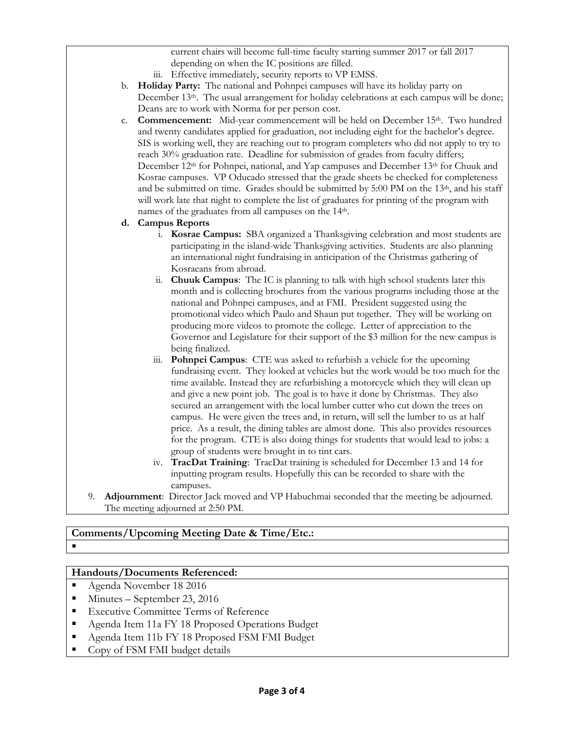current chairs will become full-time faculty starting summer 2017 or fall 2017 depending on when the IC positions are filled.

iii. Effective immediately, security reports to VP EMSS.

b. **Holiday Party:** The national and Pohnpei campuses will have its holiday party on December 13th. The usual arrangement for holiday celebrations at each campus will be done; Deans are to work with Norma for per person cost.

c. **Commencement:** Mid-year commencement will be held on December 15th. Two hundred and twenty candidates applied for graduation, not including eight for the bachelor's degree. SIS is working well, they are reaching out to program completers who did not apply to try to reach 30% graduation rate. Deadline for submission of grades from faculty differs; December 12th for Pohnpei, national, and Yap campuses and December 13th for Chuuk and Kosrae campuses. VP Oducado stressed that the grade sheets be checked for completeness and be submitted on time. Grades should be submitted by 5:00 PM on the 13th, and his staff will work late that night to complete the list of graduates for printing of the program with names of the graduates from all campuses on the 14th.

**d. Campus Reports**

i. **Kosrae Campus:** SBA organized a Thanksgiving celebration and most students are participating in the island-wide Thanksgiving activities. Students are also planning an international night fundraising in anticipation of the Christmas gathering of Kosraeans from abroad.

ii. **Chuuk Campus**: The IC is planning to talk with high school students later this month and is collecting brochures from the various programs including those at the national and Pohnpei campuses, and at FMI. President suggested using the promotional video which Paulo and Shaun put together. They will be working on producing more videos to promote the college. Letter of appreciation to the Governor and Legislature for their support of the $3 million for the new campus is being finalized.

iii. **Pohnpei Campus**: CTE was asked to refurbish a vehicle for the upcoming fundraising event. They looked at vehicles but the work would be too much for the time available. Instead they are refurbishing a motorcycle which they will clean up and give a new point job. The goal is to have it done by Christmas. They also secured an arrangement with the local lumber cutter who cut down the trees on campus. He were given the trees and, in return, will sell the lumber to us at half price. As a result, the dining tables are almost done. This also provides resources for the program. CTE is also doing things for students that would lead to jobs: a group of students were brought in to tint cars.

iv. **TracDat Training**: TracDat training is scheduled for December 13 and 14 for inputting program results. Hopefully this can be recorded to share with the campuses.

9. **Adjournment**: Director Jack moved and VP Habuchmai seconded that the meeting be adjourned. The meeting adjourned at 2:50 PM.

**Comments/Upcoming Meeting Date & Time/Etc.:**

- 

**Handouts/Documents Referenced:**

- Agenda November 18 2016
- Minutes – September 23, 2016
- Executive Committee Terms of Reference
- Agenda Item 11a FY 18 Proposed Operations Budget
- Agenda Item 11b FY 18 Proposed FSM FMI Budget
- Copy of FSM FMI budget details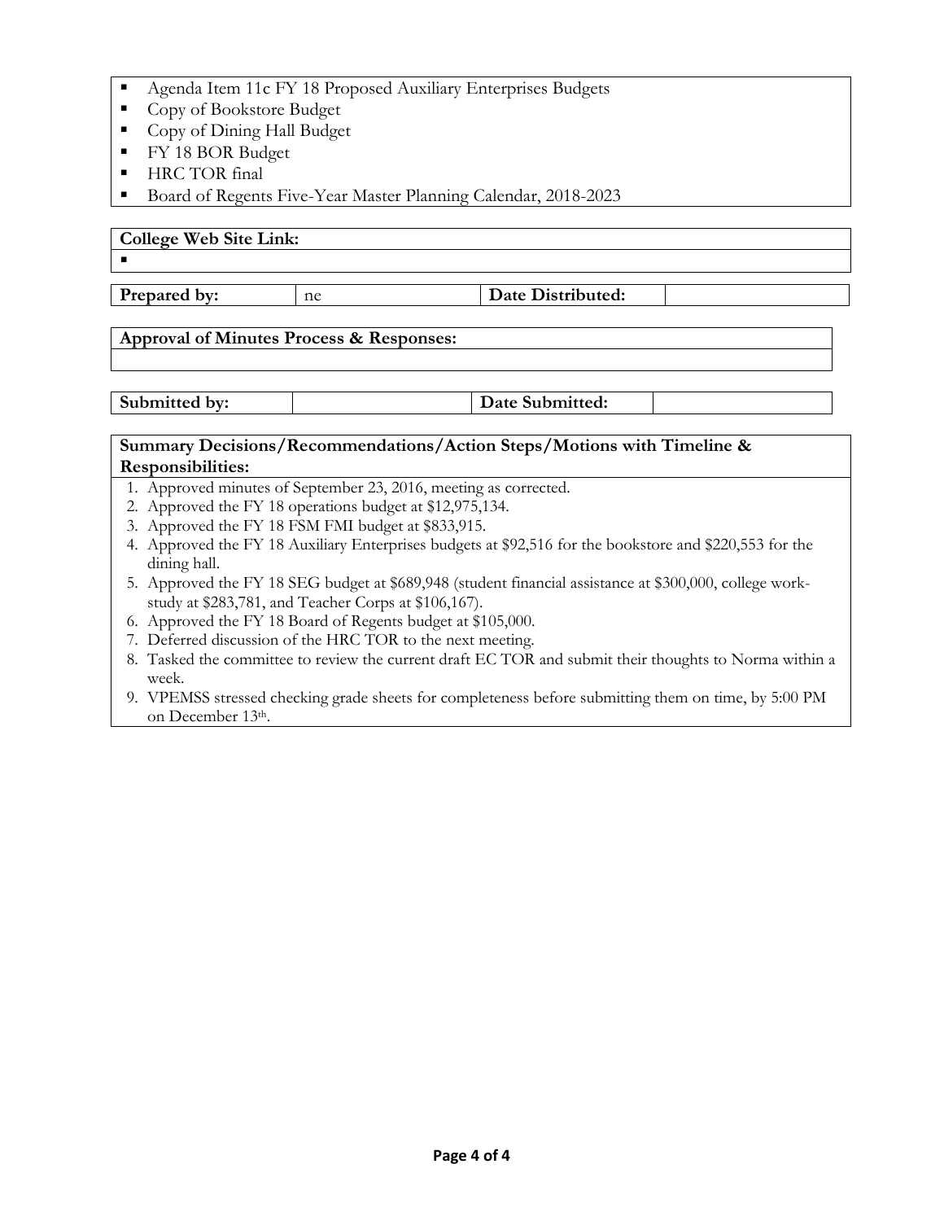- Agenda Item 11c FY 18 Proposed Auxiliary Enterprises Budgets
- Copy of Bookstore Budget
- Copy of Dining Hall Budget
- FY 18 BOR Budget
- HRC TOR final
- Board of Regents Five-Year Master Planning Calendar, 2018-2023

| **College Web Site Link:** |
| --- |
| ▪ |

| **Prepared by:** | ne | **Date Distributed:** | |
| --- | --- | --- | --- |

| **Approval of Minutes Process & Responses:** |
| --- |
| |

| **Submitted by:** | | **Date Submitted:** | |
| --- | --- | --- | --- |

**Summary Decisions/Recommendations/Action Steps/Motions with Timeline & Responsibilities:**

1. Approved minutes of September 23, 2016, meeting as corrected.
2. Approved the FY 18 operations budget at $12,975,134.
3. Approved the FY 18 FSM FMI budget at $833,915.
4. Approved the FY 18 Auxiliary Enterprises budgets at $92,516 for the bookstore and $220,553 for the dining hall.
5. Approved the FY 18 SEG budget at $689,948 (student financial assistance at $300,000, college work-study at $283,781, and Teacher Corps at $106,167).
6. Approved the FY 18 Board of Regents budget at $105,000.
7. Deferred discussion of the HRC TOR to the next meeting.
8. Tasked the committee to review the current draft EC TOR and submit their thoughts to Norma within a week.
9. VPEMSS stressed checking grade sheets for completeness before submitting them on time, by 5:00 PM on December 13th.